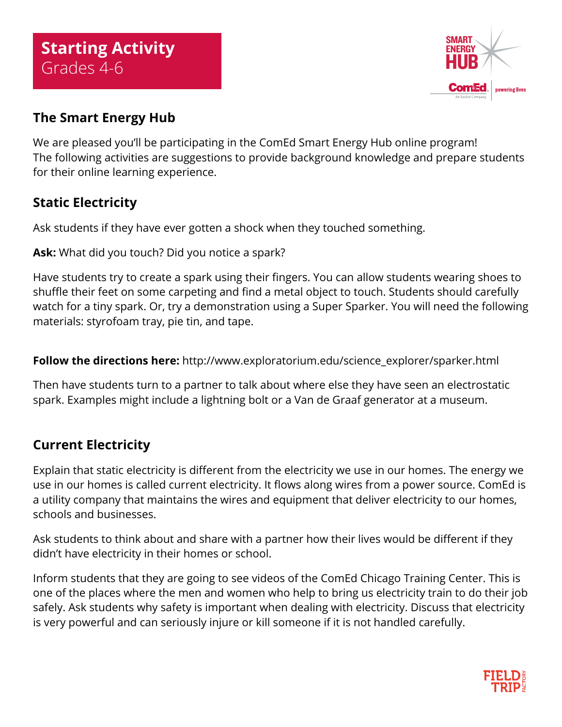# Starting Activity
Grades 4-6

## The Smart Energy Hub

We are pleased you'll be participating in the ComEd Smart Energy Hub online program! The following activities are suggestions to provide background knowledge and prepare students for their online learning experience.

## Static Electricity

Ask students if they have ever gotten a shock when they touched something.

**Ask:** What did you touch? Did you notice a spark?

Have students try to create a spark using their fingers. You can allow students wearing shoes to shuffle their feet on some carpeting and find a metal object to touch. Students should carefully watch for a tiny spark. Or, try a demonstration using a Super Sparker. You will need the following materials: styrofoam tray, pie tin, and tape.

**Follow the directions here:** http://www.exploratorium.edu/science_explorer/sparker.html

Then have students turn to a partner to talk about where else they have seen an electrostatic spark. Examples might include a lightning bolt or a Van de Graaf generator at a museum.

## Current Electricity

Explain that static electricity is different from the electricity we use in our homes. The energy we use in our homes is called current electricity. It flows along wires from a power source. ComEd is a utility company that maintains the wires and equipment that deliver electricity to our homes, schools and businesses.

Ask students to think about and share with a partner how their lives would be different if they didn't have electricity in their homes or school.

Inform students that they are going to see videos of the ComEd Chicago Training Center. This is one of the places where the men and women who help to bring us electricity train to do their job safely. Ask students why safety is important when dealing with electricity. Discuss that electricity is very powerful and can seriously injure or kill someone if it is not handled carefully.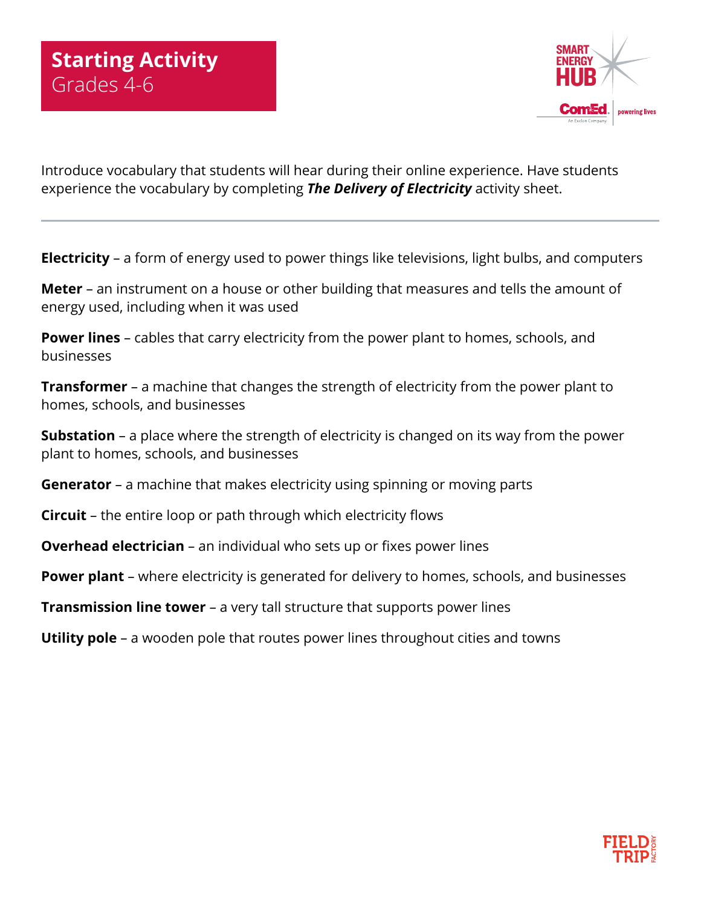# Starting Activity
## Grades 4-6

Introduce vocabulary that students will hear during their online experience. Have students experience the vocabulary by completing ***The Delivery of Electricity*** activity sheet.

---

**Electricity** – a form of energy used to power things like televisions, light bulbs, and computers

**Meter** – an instrument on a house or other building that measures and tells the amount of energy used, including when it was used

**Power lines** – cables that carry electricity from the power plant to homes, schools, and businesses

**Transformer** – a machine that changes the strength of electricity from the power plant to homes, schools, and businesses

**Substation** – a place where the strength of electricity is changed on its way from the power plant to homes, schools, and businesses

**Generator** – a machine that makes electricity using spinning or moving parts

**Circuit** – the entire loop or path through which electricity flows

**Overhead electrician** – an individual who sets up or fixes power lines

**Power plant** – where electricity is generated for delivery to homes, schools, and businesses

**Transmission line tower** – a very tall structure that supports power lines

**Utility pole** – a wooden pole that routes power lines throughout cities and towns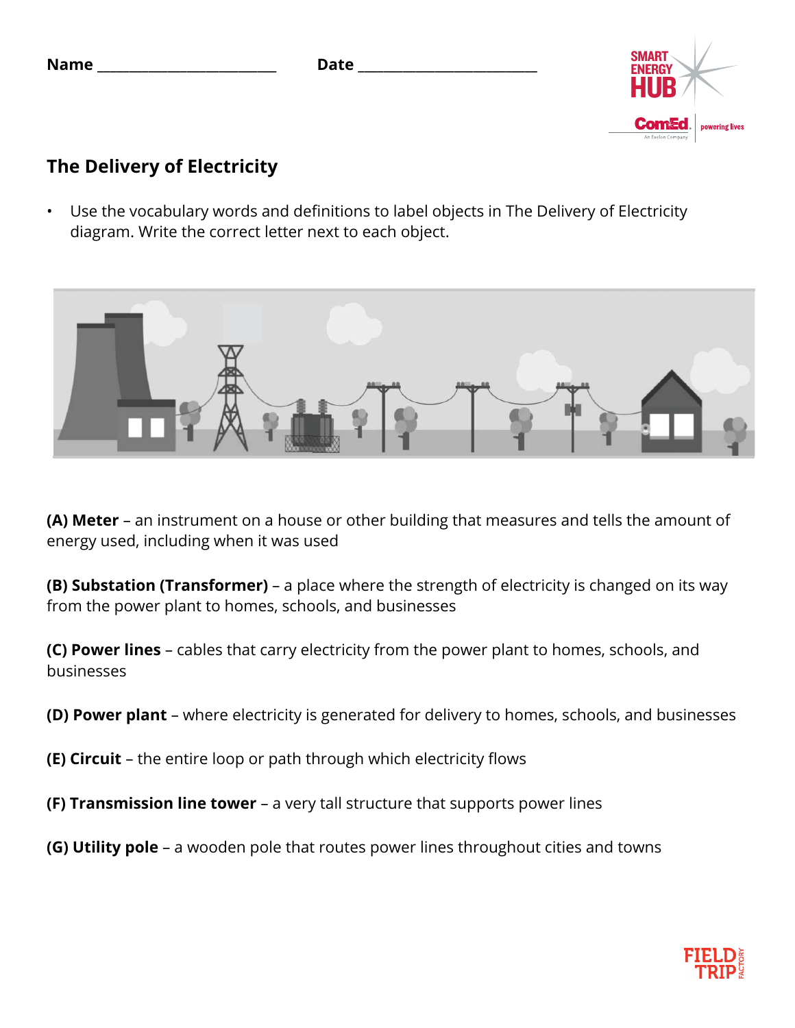Name ________________________ Date ________________________

## The Delivery of Electricity

- Use the vocabulary words and definitions to label objects in The Delivery of Electricity diagram. Write the correct letter next to each object.

**(A) Meter** – an instrument on a house or other building that measures and tells the amount of energy used, including when it was used

**(B) Substation (Transformer)** – a place where the strength of electricity is changed on its way from the power plant to homes, schools, and businesses

**(C) Power lines** – cables that carry electricity from the power plant to homes, schools, and businesses

**(D) Power plant** – where electricity is generated for delivery to homes, schools, and businesses

**(E) Circuit** – the entire loop or path through which electricity flows

**(F) Transmission line tower** – a very tall structure that supports power lines

**(G) Utility pole** – a wooden pole that routes power lines throughout cities and towns